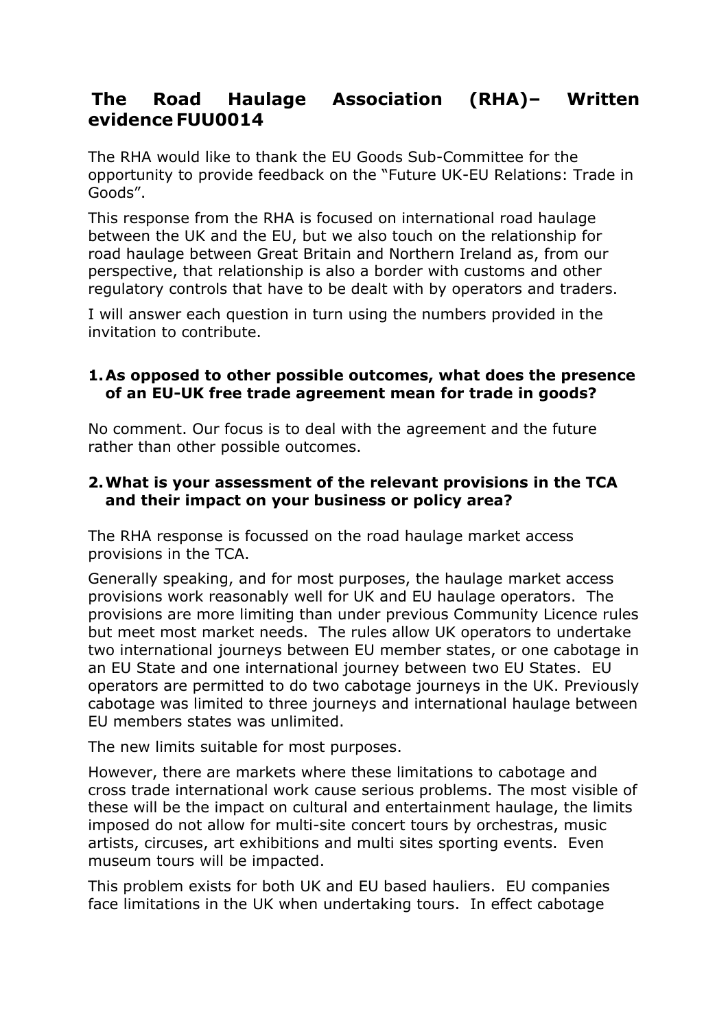# The Road Haulage Association (RHA)– Written evidence FUU0014

The RHA would like to thank the EU Goods Sub-Committee for the opportunity to provide feedback on the "Future UK-EU Relations: Trade in Goods".

This response from the RHA is focused on international road haulage between the UK and the EU, but we also touch on the relationship for road haulage between Great Britain and Northern Ireland as, from our perspective, that relationship is also a border with customs and other regulatory controls that have to be dealt with by operators and traders.

I will answer each question in turn using the numbers provided in the invitation to contribute.

**1. As opposed to other possible outcomes, what does the presence of an EU-UK free trade agreement mean for trade in goods?**

No comment. Our focus is to deal with the agreement and the future rather than other possible outcomes.

**2. What is your assessment of the relevant provisions in the TCA and their impact on your business or policy area?**

The RHA response is focussed on the road haulage market access provisions in the TCA.

Generally speaking, and for most purposes, the haulage market access provisions work reasonably well for UK and EU haulage operators. The provisions are more limiting than under previous Community Licence rules but meet most market needs. The rules allow UK operators to undertake two international journeys between EU member states, or one cabotage in an EU State and one international journey between two EU States. EU operators are permitted to do two cabotage journeys in the UK. Previously cabotage was limited to three journeys and international haulage between EU members states was unlimited.

The new limits suitable for most purposes.

However, there are markets where these limitations to cabotage and cross trade international work cause serious problems. The most visible of these will be the impact on cultural and entertainment haulage, the limits imposed do not allow for multi-site concert tours by orchestras, music artists, circuses, art exhibitions and multi sites sporting events. Even museum tours will be impacted.

This problem exists for both UK and EU based hauliers. EU companies face limitations in the UK when undertaking tours. In effect cabotage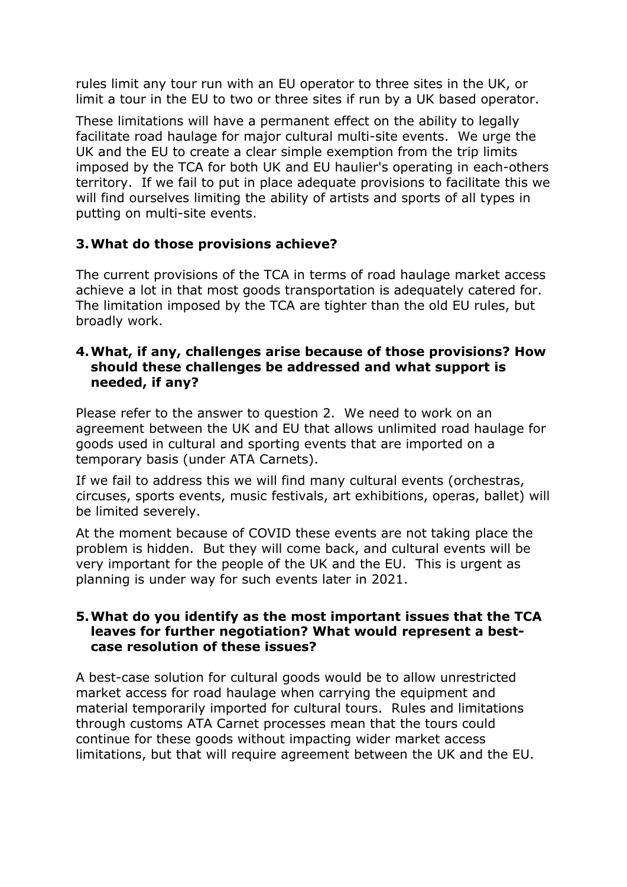rules limit any tour run with an EU operator to three sites in the UK, or limit a tour in the EU to two or three sites if run by a UK based operator.

These limitations will have a permanent effect on the ability to legally facilitate road haulage for major cultural multi-site events. We urge the UK and the EU to create a clear simple exemption from the trip limits imposed by the TCA for both UK and EU haulier's operating in each-others territory. If we fail to put in place adequate provisions to facilitate this we will find ourselves limiting the ability of artists and sports of all types in putting on multi-site events.

### 3. What do those provisions achieve?

The current provisions of the TCA in terms of road haulage market access achieve a lot in that most goods transportation is adequately catered for. The limitation imposed by the TCA are tighter than the old EU rules, but broadly work.

### 4. What, if any, challenges arise because of those provisions? How should these challenges be addressed and what support is needed, if any?

Please refer to the answer to question 2. We need to work on an agreement between the UK and EU that allows unlimited road haulage for goods used in cultural and sporting events that are imported on a temporary basis (under ATA Carnets).

If we fail to address this we will find many cultural events (orchestras, circuses, sports events, music festivals, art exhibitions, operas, ballet) will be limited severely.

At the moment because of COVID these events are not taking place the problem is hidden. But they will come back, and cultural events will be very important for the people of the UK and the EU. This is urgent as planning is under way for such events later in 2021.

### 5. What do you identify as the most important issues that the TCA leaves for further negotiation? What would represent a best-case resolution of these issues?

A best-case solution for cultural goods would be to allow unrestricted market access for road haulage when carrying the equipment and material temporarily imported for cultural tours. Rules and limitations through customs ATA Carnet processes mean that the tours could continue for these goods without impacting wider market access limitations, but that will require agreement between the UK and the EU.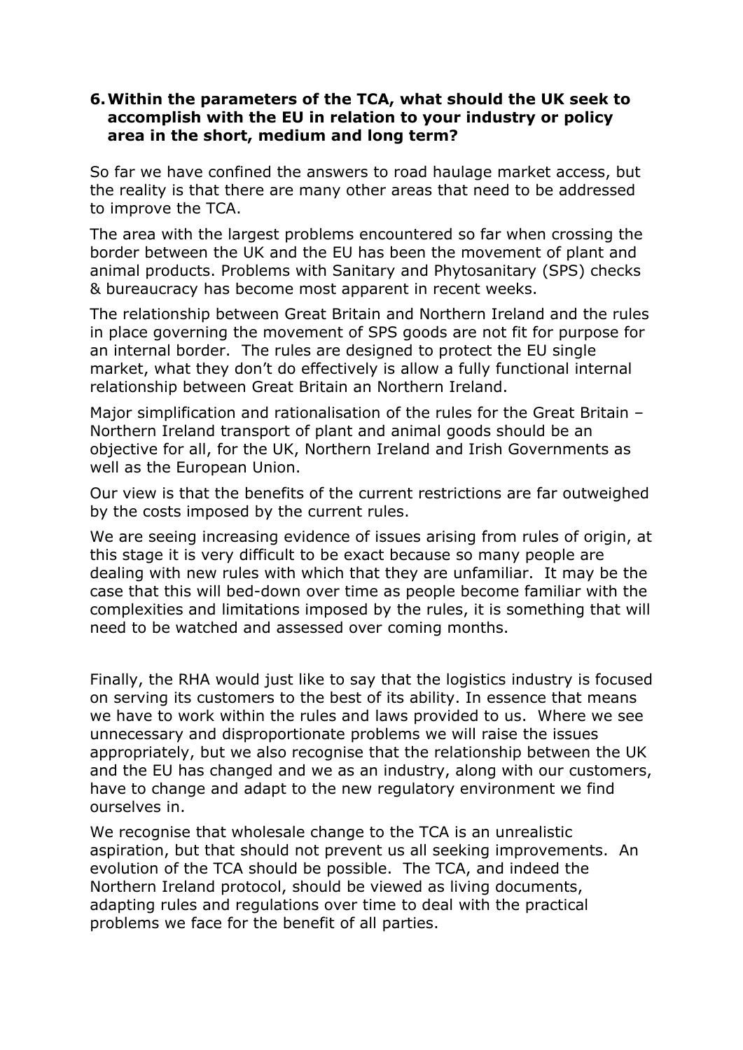6. **Within the parameters of the TCA, what should the UK seek to accomplish with the EU in relation to your industry or policy area in the short, medium and long term?**

So far we have confined the answers to road haulage market access, but the reality is that there are many other areas that need to be addressed to improve the TCA.

The area with the largest problems encountered so far when crossing the border between the UK and the EU has been the movement of plant and animal products. Problems with Sanitary and Phytosanitary (SPS) checks & bureaucracy has become most apparent in recent weeks.

The relationship between Great Britain and Northern Ireland and the rules in place governing the movement of SPS goods are not fit for purpose for an internal border. The rules are designed to protect the EU single market, what they don't do effectively is allow a fully functional internal relationship between Great Britain an Northern Ireland.

Major simplification and rationalisation of the rules for the Great Britain – Northern Ireland transport of plant and animal goods should be an objective for all, for the UK, Northern Ireland and Irish Governments as well as the European Union.

Our view is that the benefits of the current restrictions are far outweighed by the costs imposed by the current rules.

We are seeing increasing evidence of issues arising from rules of origin, at this stage it is very difficult to be exact because so many people are dealing with new rules with which that they are unfamiliar. It may be the case that this will bed-down over time as people become familiar with the complexities and limitations imposed by the rules, it is something that will need to be watched and assessed over coming months.

Finally, the RHA would just like to say that the logistics industry is focused on serving its customers to the best of its ability. In essence that means we have to work within the rules and laws provided to us. Where we see unnecessary and disproportionate problems we will raise the issues appropriately, but we also recognise that the relationship between the UK and the EU has changed and we as an industry, along with our customers, have to change and adapt to the new regulatory environment we find ourselves in.

We recognise that wholesale change to the TCA is an unrealistic aspiration, but that should not prevent us all seeking improvements. An evolution of the TCA should be possible. The TCA, and indeed the Northern Ireland protocol, should be viewed as living documents, adapting rules and regulations over time to deal with the practical problems we face for the benefit of all parties.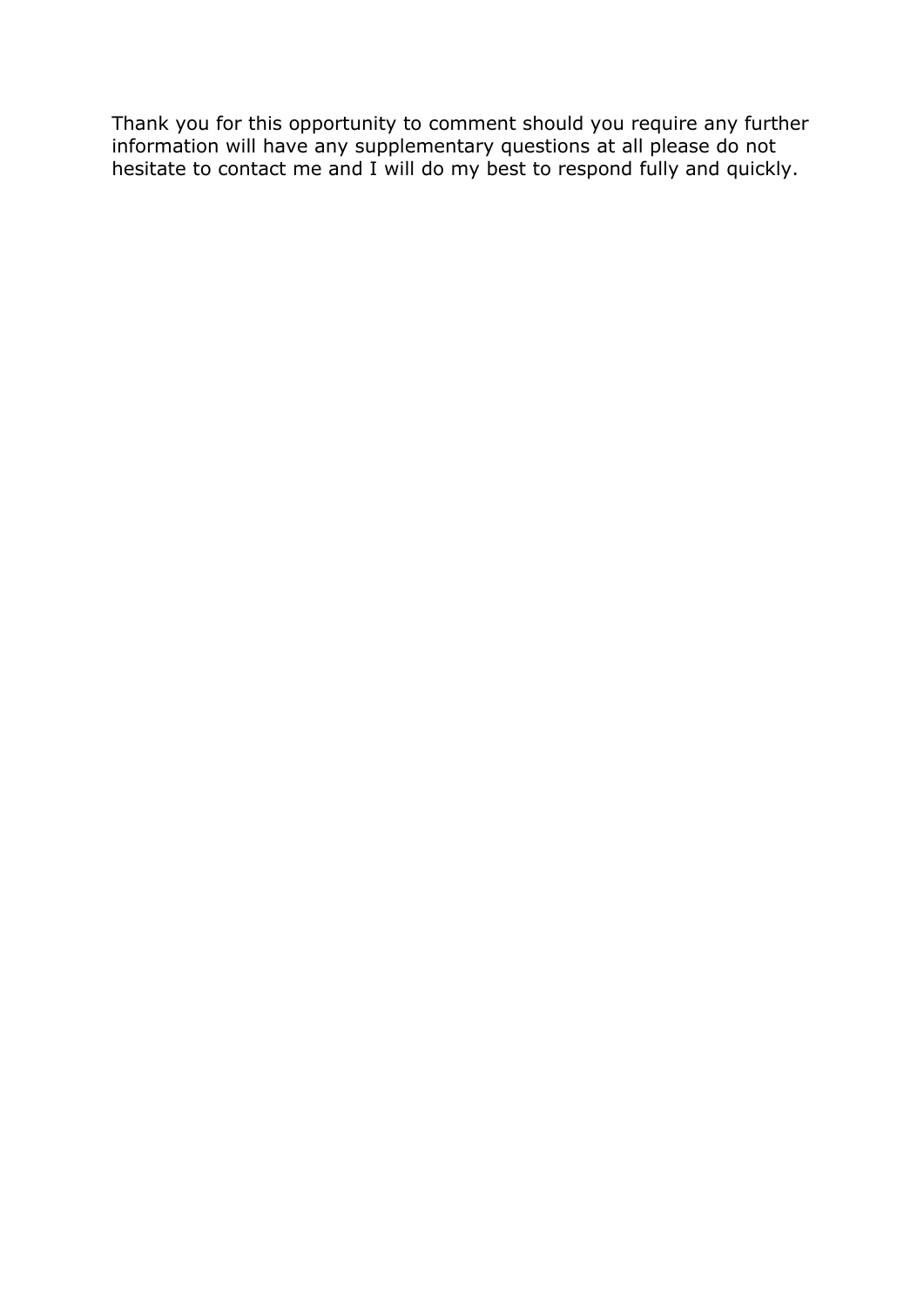Thank you for this opportunity to comment should you require any further information will have any supplementary questions at all please do not hesitate to contact me and I will do my best to respond fully and quickly.